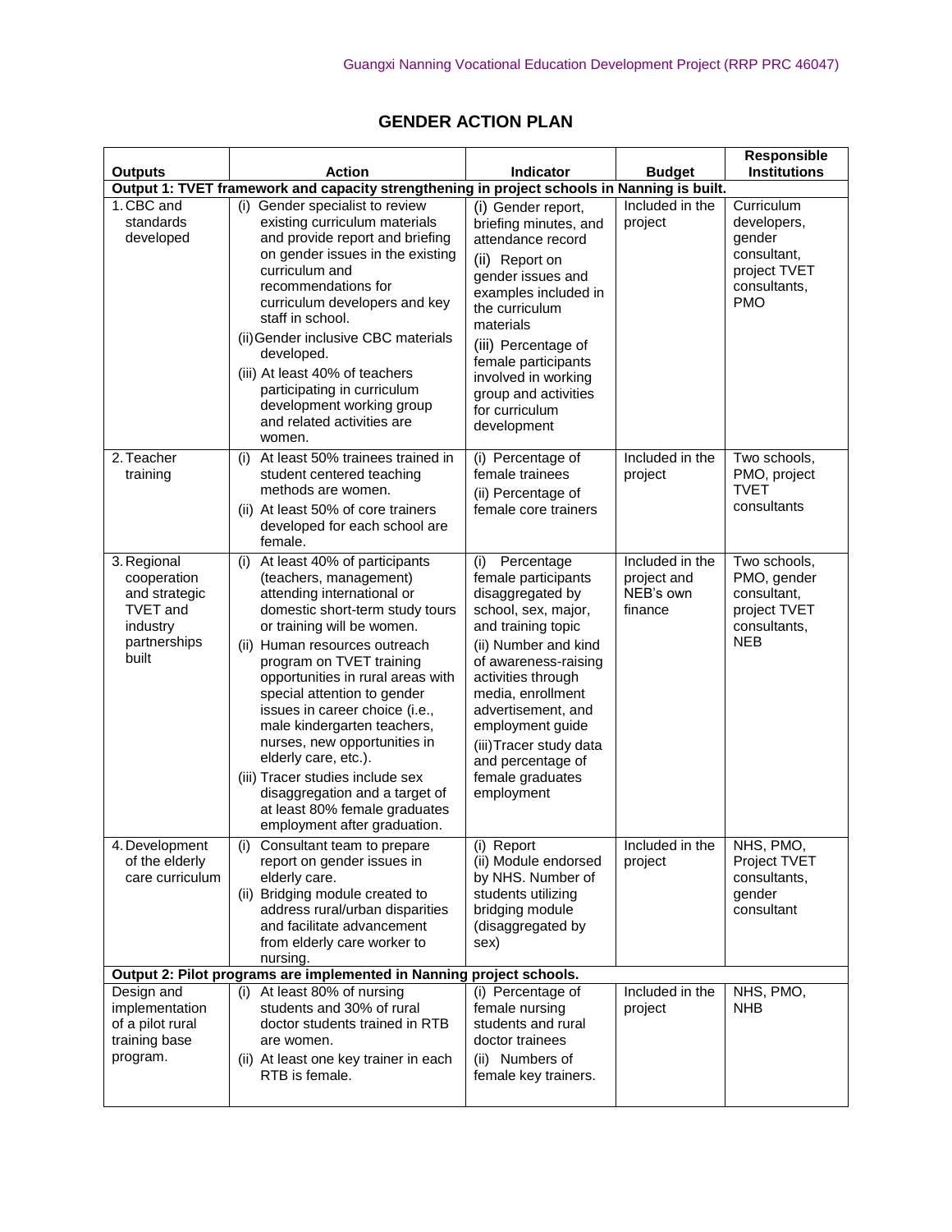# GENDER ACTION PLAN

| Outputs | Action | Indicator | Budget | Responsible Institutions |
|---|---|---|---|---|
| **Output 1: TVET framework and capacity strengthening in project schools in Nanning is built.** | | | | |
| 1. CBC and standards developed | (i) Gender specialist to review existing curriculum materials and provide report and briefing on gender issues in the existing curriculum and recommendations for curriculum developers and key staff in school.<br>(ii) Gender inclusive CBC materials developed.<br>(iii) At least 40% of teachers participating in curriculum development working group and related activities are women. | (i) Gender report, briefing minutes, and attendance record<br>(ii) Report on gender issues and examples included in the curriculum materials<br>(iii) Percentage of female participants involved in working group and activities for curriculum development | Included in the project | Curriculum developers, gender consultant, project TVET consultants, PMO |
| 2. Teacher training | (i) At least 50% trainees trained in student centered teaching methods are women.<br>(ii) At least 50% of core trainers developed for each school are female. | (i) Percentage of female trainees<br>(ii) Percentage of female core trainers | Included in the project | Two schools, PMO, project TVET consultants |
| 3. Regional cooperation and strategic TVET and industry partnerships built | (i) At least 40% of participants (teachers, management) attending international or domestic short-term study tours or training will be women.<br>(ii) Human resources outreach program on TVET training opportunities in rural areas with special attention to gender issues in career choice (i.e., male kindergarten teachers, nurses, new opportunities in elderly care, etc.).<br>(iii) Tracer studies include sex disaggregation and a target of at least 80% female graduates employment after graduation. | (i) Percentage female participants disaggregated by school, sex, major, and training topic<br>(ii) Number and kind of awareness-raising activities through media, enrollment advertisement, and employment guide<br>(iii) Tracer study data and percentage of female graduates employment | Included in the project and NEB's own finance | Two schools, PMO, gender consultant, project TVET consultants, NEB |
| 4. Development of the elderly care curriculum | (i) Consultant team to prepare report on gender issues in elderly care.<br>(ii) Bridging module created to address rural/urban disparities and facilitate advancement from elderly care worker to nursing. | (i) Report<br>(ii) Module endorsed by NHS. Number of students utilizing bridging module (disaggregated by sex) | Included in the project | NHS, PMO, Project TVET consultants, gender consultant |
| **Output 2: Pilot programs are implemented in Nanning project schools.** | | | | |
| Design and implementation of a pilot rural training base program. | (i) At least 80% of nursing students and 30% of rural doctor students trained in RTB are women.<br>(ii) At least one key trainer in each RTB is female. | (i) Percentage of female nursing students and rural doctor trainees<br>(ii) Numbers of female key trainers. | Included in the project | NHS, PMO, NHB |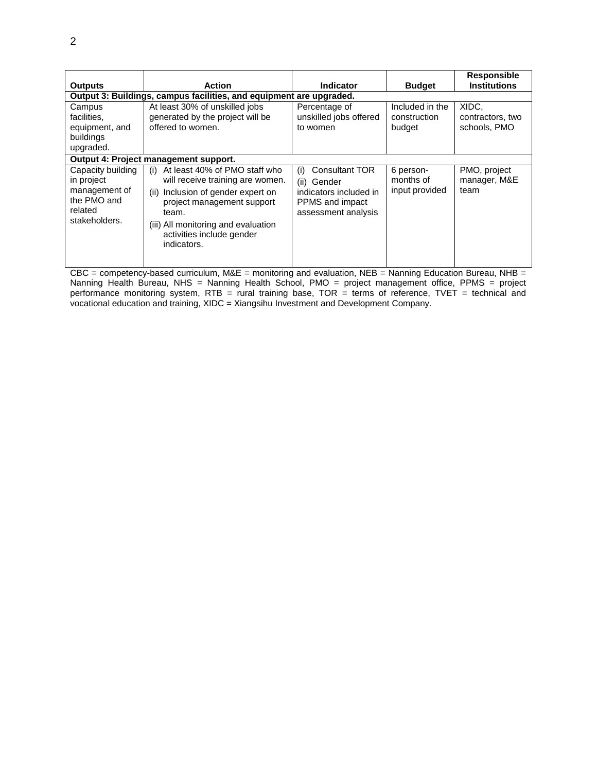| Outputs | Action | Indicator | Budget | Responsible Institutions |
|---|---|---|---|---|
| **Output 3: Buildings, campus facilities, and equipment are upgraded.** | | | | |
| Campus facilities, equipment, and buildings upgraded. | At least 30% of unskilled jobs generated by the project will be offered to women. | Percentage of unskilled jobs offered to women | Included in the construction budget | XIDC, contractors, two schools, PMO |
| **Output 4: Project management support.** | | | | |
| Capacity building in project management of the PMO and related stakeholders. | (i) At least 40% of PMO staff who will receive training are women.<br>(ii) Inclusion of gender expert on project management support team.<br>(iii) All monitoring and evaluation activities include gender indicators. | (i) Consultant TOR<br>(ii) Gender indicators included in PPMS and impact assessment analysis | 6 person-months of input provided | PMO, project manager, M&E team |

CBC = competency-based curriculum, M&E = monitoring and evaluation, NEB = Nanning Education Bureau, NHB = Nanning Health Bureau, NHS = Nanning Health School, PMO = project management office, PPMS = project performance monitoring system, RTB = rural training base, TOR = terms of reference, TVET = technical and vocational education and training, XIDC = Xiangsihu Investment and Development Company.